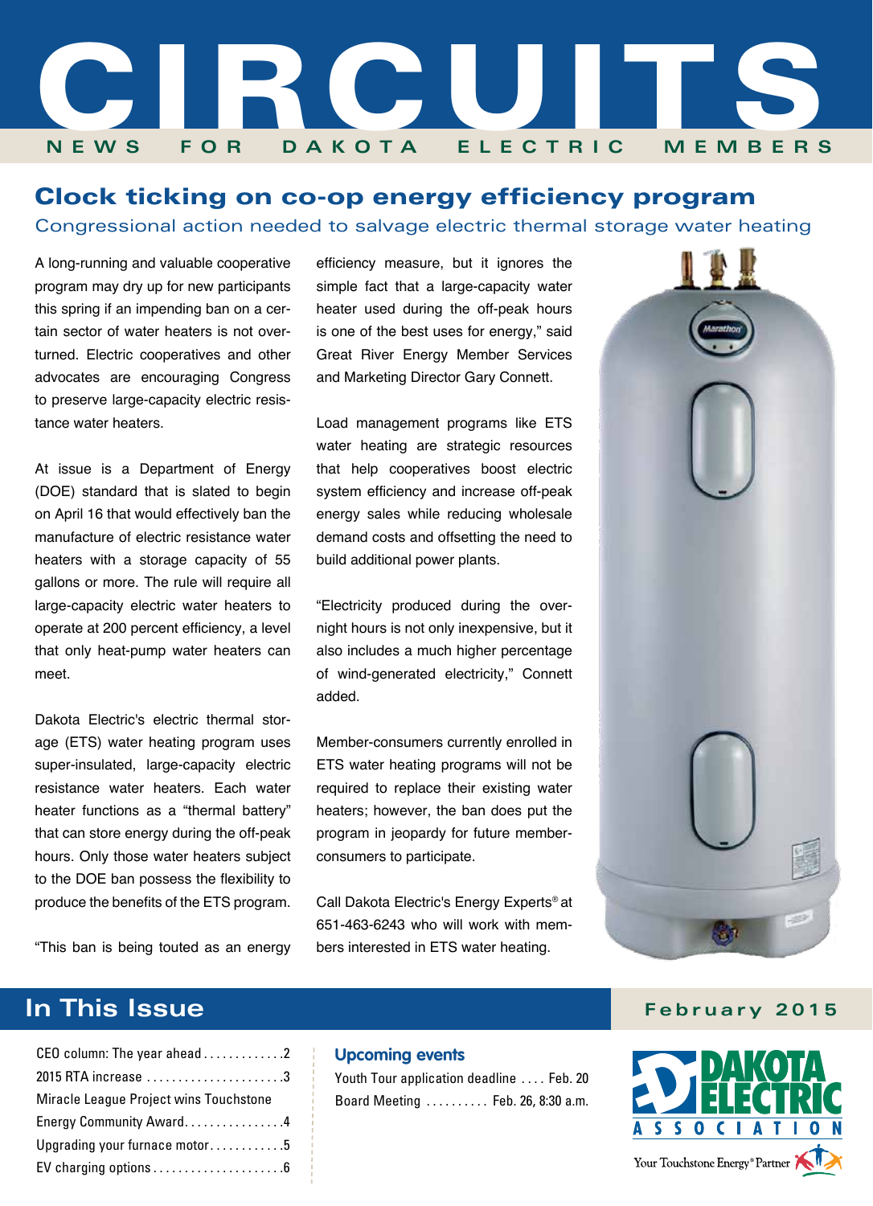# CIRCUITS

NEWS FOR DAKOTA ELECTRIC MEMBERS

## Clock ticking on co-op energy efficiency program

### Congressional action needed to salvage electric thermal storage water heating

A long-running and valuable cooperative program may dry up for new participants this spring if an impending ban on a certain sector of water heaters is not overturned. Electric cooperatives and other advocates are encouraging Congress to preserve large-capacity electric resistance water heaters.

At issue is a Department of Energy (DOE) standard that is slated to begin on April 16 that would effectively ban the manufacture of electric resistance water heaters with a storage capacity of 55 gallons or more. The rule will require all large-capacity electric water heaters to operate at 200 percent efficiency, a level that only heat-pump water heaters can meet.

Dakota Electric's electric thermal storage (ETS) water heating program uses super-insulated, large-capacity electric resistance water heaters. Each water heater functions as a "thermal battery" that can store energy during the off-peak hours. Only those water heaters subject to the DOE ban possess the flexibility to produce the benefits of the ETS program.

"This ban is being touted as an energy efficiency measure, but it ignores the simple fact that a large-capacity water heater used during the off-peak hours is one of the best uses for energy," said Great River Energy Member Services and Marketing Director Gary Connett.

Load management programs like ETS water heating are strategic resources that help cooperatives boost electric system efficiency and increase off-peak energy sales while reducing wholesale demand costs and offsetting the need to build additional power plants.

"Electricity produced during the overnight hours is not only inexpensive, but it also includes a much higher percentage of wind-generated electricity," Connett added.

Member-consumers currently enrolled in ETS water heating programs will not be required to replace their existing water heaters; however, the ban does put the program in jeopardy for future member-consumers to participate.

Call Dakota Electric's Energy Experts® at 651-463-6243 who will work with members interested in ETS water heating.

## In This Issue

February 2015

- CEO column: The year ahead . . . . . . . . . . . . 2
- 2015 RTA increase . . . . . . . . . . . . . . . . . . . . . 3
- Miracle League Project wins Touchstone Energy Community Award . . . . . . . . . . . . . . . . 4
- Upgrading your furnace motor . . . . . . . . . . . 5
- EV charging options . . . . . . . . . . . . . . . . . . . 6

### Upcoming events

- Youth Tour application deadline . . . . Feb. 20
- Board Meeting . . . . . . . . . . Feb. 26, 8:30 a.m.

DAKOTA ELECTRIC ASSOCIATION

Your Touchstone Energy® Partner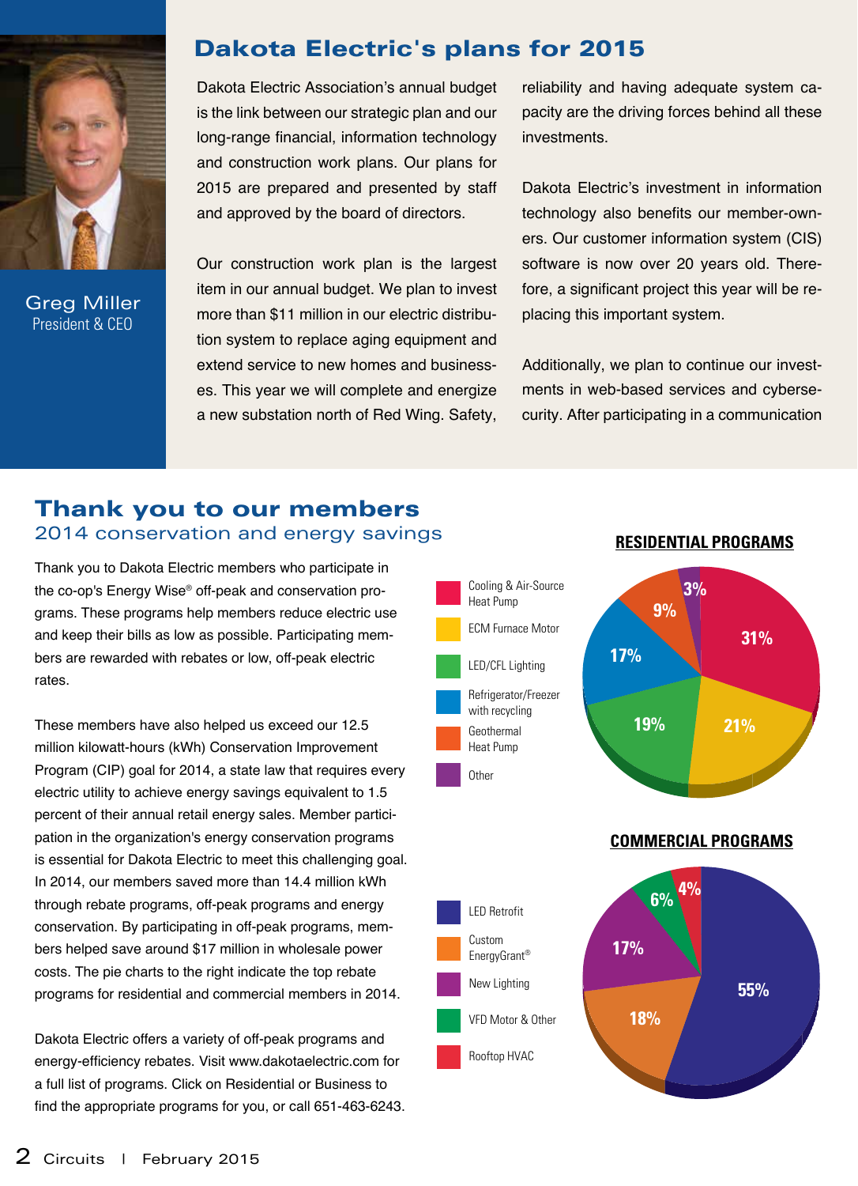## Dakota Electric's plans for 2015

Greg Miller
President & CEO

Dakota Electric Association's annual budget is the link between our strategic plan and our long-range financial, information technology and construction work plans. Our plans for 2015 are prepared and presented by staff and approved by the board of directors.

Our construction work plan is the largest item in our annual budget. We plan to invest more than $11 million in our electric distribution system to replace aging equipment and extend service to new homes and businesses. This year we will complete and energize a new substation north of Red Wing. Safety, reliability and having adequate system capacity are the driving forces behind all these investments.

Dakota Electric's investment in information technology also benefits our member-owners. Our customer information system (CIS) software is now over 20 years old. Therefore, a significant project this year will be replacing this important system.

Additionally, we plan to continue our investments in web-based services and cybersecurity. After participating in a communication

## Thank you to our members

### 2014 conservation and energy savings

Thank you to Dakota Electric members who participate in the co-op's Energy Wise® off-peak and conservation programs. These programs help members reduce electric use and keep their bills as low as possible. Participating members are rewarded with rebates or low, off-peak electric rates.

These members have also helped us exceed our 12.5 million kilowatt-hours (kWh) Conservation Improvement Program (CIP) goal for 2014, a state law that requires every electric utility to achieve energy savings equivalent to 1.5 percent of their annual retail energy sales. Member participation in the organization's energy conservation programs is essential for Dakota Electric to meet this challenging goal. In 2014, our members saved more than 14.4 million kWh through rebate programs, off-peak programs and energy conservation. By participating in off-peak programs, members helped save around $17 million in wholesale power costs. The pie charts to the right indicate the top rebate programs for residential and commercial members in 2014.

Dakota Electric offers a variety of off-peak programs and energy-efficiency rebates. Visit www.dakotaelectric.com for a full list of programs. Click on Residential or Business to find the appropriate programs for you, or call 651-463-6243.

**RESIDENTIAL PROGRAMS**

| Program | Share |
|---|---|
| Cooling & Air-Source Heat Pump | 31% |
| ECM Furnace Motor | 21% |
| LED/CFL Lighting | 19% |
| Refrigerator/Freezer with recycling | 17% |
| Geothermal Heat Pump | 9% |
| Other | 3% |

**COMMERCIAL PROGRAMS**

| Program | Share |
|---|---|
| LED Retrofit | 55% |
| Custom EnergyGrant® | 18% |
| New Lighting | 17% |
| VFD Motor & Other | 6% |
| Rooftop HVAC | 4% |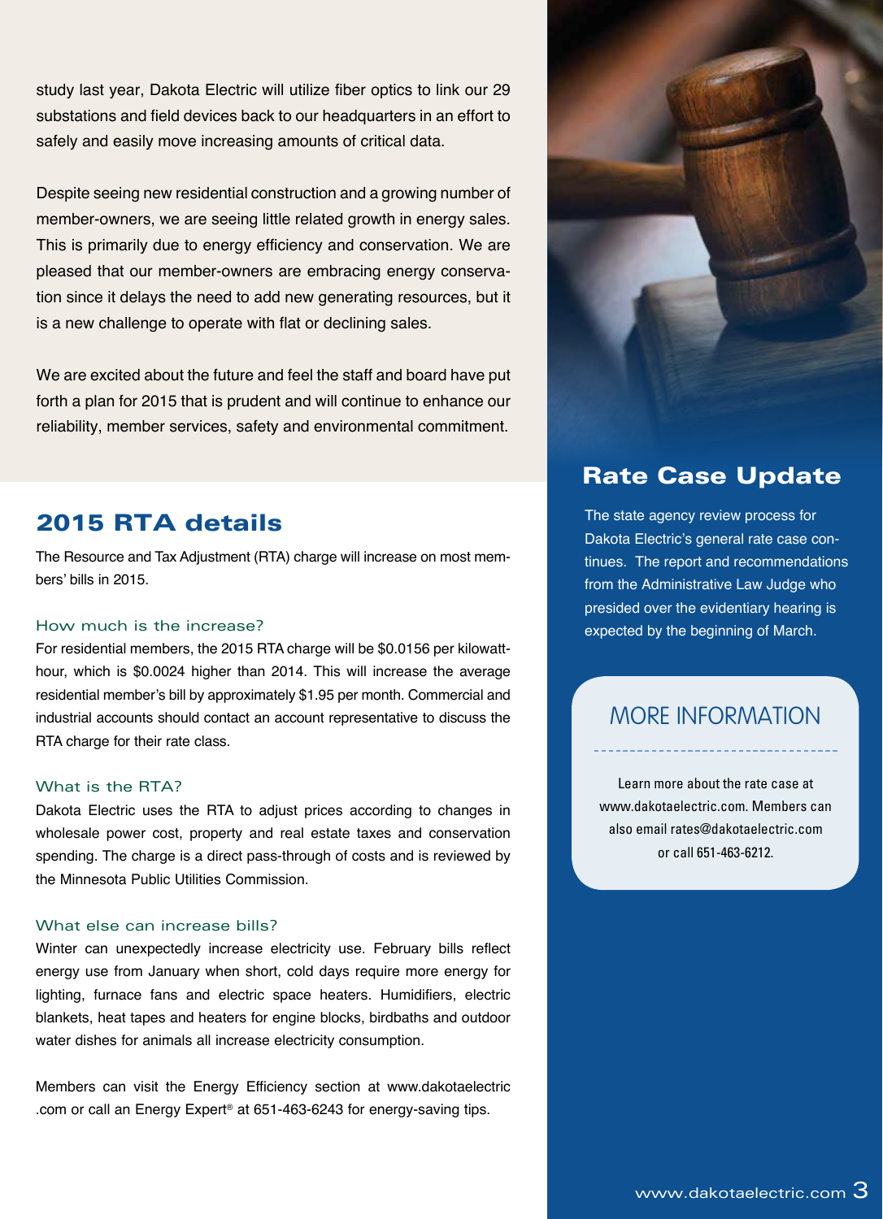study last year, Dakota Electric will utilize fiber optics to link our 29 substations and field devices back to our headquarters in an effort to safely and easily move increasing amounts of critical data.

Despite seeing new residential construction and a growing number of member-owners, we are seeing little related growth in energy sales. This is primarily due to energy efficiency and conservation. We are pleased that our member-owners are embracing energy conservation since it delays the need to add new generating resources, but it is a new challenge to operate with flat or declining sales.

We are excited about the future and feel the staff and board have put forth a plan for 2015 that is prudent and will continue to enhance our reliability, member services, safety and environmental commitment.

## 2015 RTA details

The Resource and Tax Adjustment (RTA) charge will increase on most members' bills in 2015.

### How much is the increase?

For residential members, the 2015 RTA charge will be $0.0156 per kilowatt-hour, which is $0.0024 higher than 2014. This will increase the average residential member's bill by approximately $1.95 per month. Commercial and industrial accounts should contact an account representative to discuss the RTA charge for their rate class.

### What is the RTA?

Dakota Electric uses the RTA to adjust prices according to changes in wholesale power cost, property and real estate taxes and conservation spending. The charge is a direct pass-through of costs and is reviewed by the Minnesota Public Utilities Commission.

### What else can increase bills?

Winter can unexpectedly increase electricity use. February bills reflect energy use from January when short, cold days require more energy for lighting, furnace fans and electric space heaters. Humidifiers, electric blankets, heat tapes and heaters for engine blocks, birdbaths and outdoor water dishes for animals all increase electricity consumption.

Members can visit the Energy Efficiency section at www.dakotaelectric.com or call an Energy Expert® at 651-463-6243 for energy-saving tips.

## Rate Case Update

The state agency review process for Dakota Electric's general rate case continues. The report and recommendations from the Administrative Law Judge who presided over the evidentiary hearing is expected by the beginning of March.

### MORE INFORMATION

Learn more about the rate case at www.dakotaelectric.com. Members can also email rates@dakotaelectric.com or call 651-463-6212.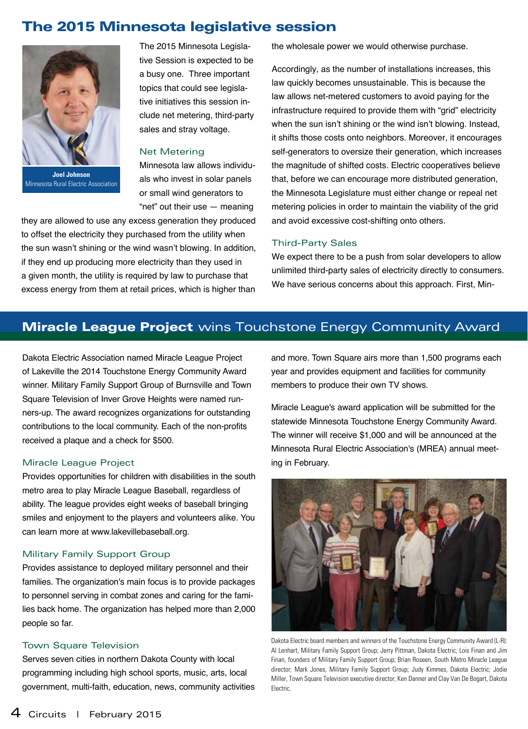# The 2015 Minnesota legislative session

**Joel Johnson**
Minnesota Rural Electric Association

The 2015 Minnesota Legislative Session is expected to be a busy one. Three important topics that could see legislative initiatives this session include net metering, third-party sales and stray voltage.

## Net Metering

Minnesota law allows individuals who invest in solar panels or small wind generators to "net" out their use — meaning they are allowed to use any excess generation they produced to offset the electricity they purchased from the utility when the sun wasn't shining or the wind wasn't blowing. In addition, if they end up producing more electricity than they used in a given month, the utility is required by law to purchase that excess energy from them at retail prices, which is higher than the wholesale power we would otherwise purchase.

Accordingly, as the number of installations increases, this law quickly becomes unsustainable. This is because the law allows net-metered customers to avoid paying for the infrastructure required to provide them with "grid" electricity when the sun isn't shining or the wind isn't blowing. Instead, it shifts those costs onto neighbors. Moreover, it encourages self-generators to oversize their generation, which increases the magnitude of shifted costs. Electric cooperatives believe that, before we can encourage more distributed generation, the Minnesota Legislature must either change or repeal net metering policies in order to maintain the viability of the grid and avoid excessive cost-shifting onto others.

## Third-Party Sales

We expect there to be a push from solar developers to allow unlimited third-party sales of electricity directly to consumers. We have serious concerns about this approach. First, Min-

# Miracle League Project wins Touchstone Energy Community Award

Dakota Electric Association named Miracle League Project of Lakeville the 2014 Touchstone Energy Community Award winner. Military Family Support Group of Burnsville and Town Square Television of Inver Grove Heights were named runners-up. The award recognizes organizations for outstanding contributions to the local community. Each of the non-profits received a plaque and a check for $500.

## Miracle League Project

Provides opportunities for children with disabilities in the south metro area to play Miracle League Baseball, regardless of ability. The league provides eight weeks of baseball bringing smiles and enjoyment to the players and volunteers alike. You can learn more at www.lakevillebaseball.org.

## Military Family Support Group

Provides assistance to deployed military personnel and their families. The organization's main focus is to provide packages to personnel serving in combat zones and caring for the families back home. The organization has helped more than 2,000 people so far.

## Town Square Television

Serves seven cities in northern Dakota County with local programming including high school sports, music, arts, local government, multi-faith, education, news, community activities and more. Town Square airs more than 1,500 programs each year and provides equipment and facilities for community members to produce their own TV shows.

Miracle League's award application will be submitted for the statewide Minnesota Touchstone Energy Community Award. The winner will receive $1,000 and will be announced at the Minnesota Rural Electric Association's (MREA) annual meeting in February.

Dakota Electric board members and winners of the Touchstone Energy Community Award (L-R): Al Lenhart, Military Family Support Group; Jerry Pittman, Dakota Electric; Lois Finan and Jim Finan, founders of Military Family Support Group; Brian Roseen, South Metro Miracle League director; Mark Jones, Military Family Support Group; Judy Kimmes, Dakota Electric; Jodie Miller, Town Square Television executive director; Ken Danner and Clay Van De Bogart, Dakota Electric.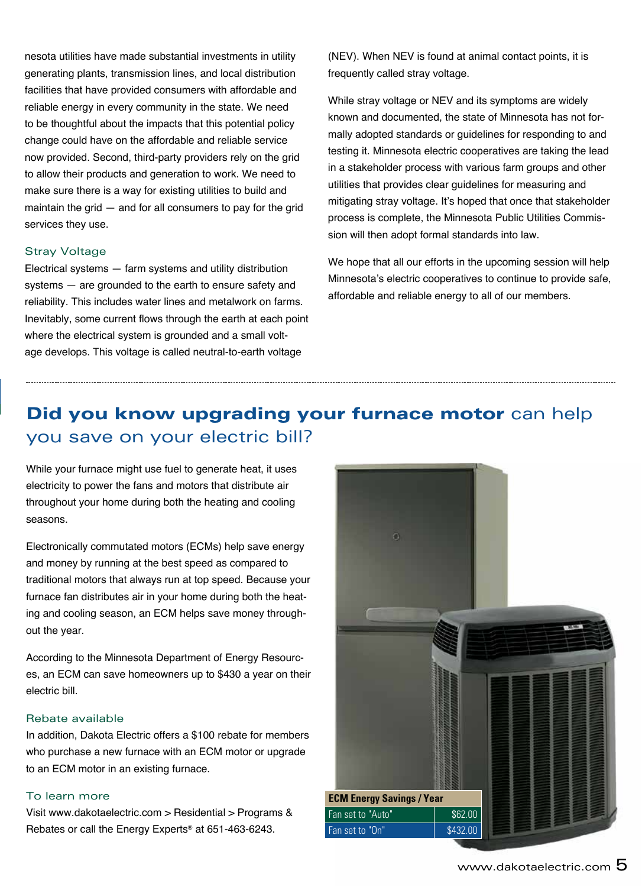nesota utilities have made substantial investments in utility generating plants, transmission lines, and local distribution facilities that have provided consumers with affordable and reliable energy in every community in the state. We need to be thoughtful about the impacts that this potential policy change could have on the affordable and reliable service now provided. Second, third-party providers rely on the grid to allow their products and generation to work. We need to make sure there is a way for existing utilities to build and maintain the grid — and for all consumers to pay for the grid services they use.

### Stray Voltage

Electrical systems — farm systems and utility distribution systems — are grounded to the earth to ensure safety and reliability. This includes water lines and metalwork on farms. Inevitably, some current flows through the earth at each point where the electrical system is grounded and a small voltage develops. This voltage is called neutral-to-earth voltage (NEV). When NEV is found at animal contact points, it is frequently called stray voltage.

While stray voltage or NEV and its symptoms are widely known and documented, the state of Minnesota has not formally adopted standards or guidelines for responding to and testing it. Minnesota electric cooperatives are taking the lead in a stakeholder process with various farm groups and other utilities that provides clear guidelines for measuring and mitigating stray voltage. It's hoped that once that stakeholder process is complete, the Minnesota Public Utilities Commission will then adopt formal standards into law.

We hope that all our efforts in the upcoming session will help Minnesota's electric cooperatives to continue to provide safe, affordable and reliable energy to all of our members.

## **Did you know upgrading your furnace motor** can help you save on your electric bill?

While your furnace might use fuel to generate heat, it uses electricity to power the fans and motors that distribute air throughout your home during both the heating and cooling seasons.

Electronically commutated motors (ECMs) help save energy and money by running at the best speed as compared to traditional motors that always run at top speed. Because your furnace fan distributes air in your home during both the heating and cooling season, an ECM helps save money throughout the year.

According to the Minnesota Department of Energy Resources, an ECM can save homeowners up to $430 a year on their electric bill.

### Rebate available

In addition, Dakota Electric offers a $100 rebate for members who purchase a new furnace with an ECM motor or upgrade to an ECM motor in an existing furnace.

### To learn more

Visit www.dakotaelectric.com > Residential > Programs & Rebates or call the Energy Experts® at 651-463-6243.

| ECM Energy Savings / Year | |
|---|---|
| Fan set to "Auto" | $62.00 |
| Fan set to "On" | $432.00 |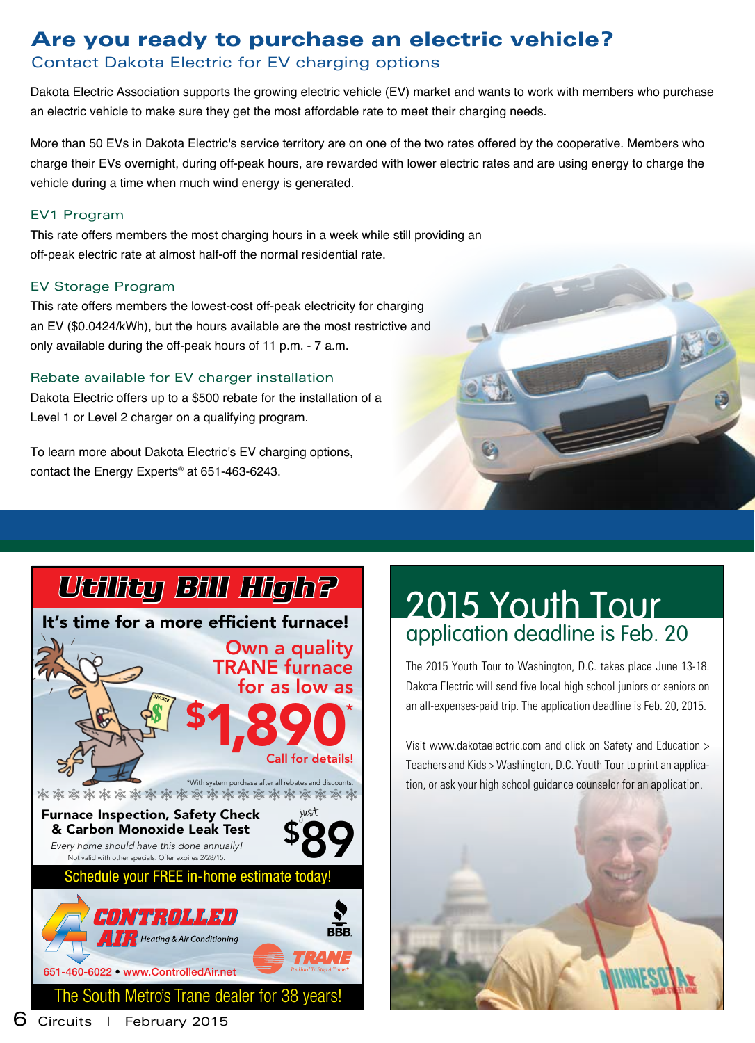## Are you ready to purchase an electric vehicle?

### Contact Dakota Electric for EV charging options

Dakota Electric Association supports the growing electric vehicle (EV) market and wants to work with members who purchase an electric vehicle to make sure they get the most affordable rate to meet their charging needs.

More than 50 EVs in Dakota Electric's service territory are on one of the two rates offered by the cooperative. Members who charge their EVs overnight, during off-peak hours, are rewarded with lower electric rates and are using energy to charge the vehicle during a time when much wind energy is generated.

### EV1 Program

This rate offers members the most charging hours in a week while still providing an off-peak electric rate at almost half-off the normal residential rate.

### EV Storage Program

This rate offers members the lowest-cost off-peak electricity for charging an EV ($0.0424/kWh), but the hours available are the most restrictive and only available during the off-peak hours of 11 p.m. - 7 a.m.

### Rebate available for EV charger installation

Dakota Electric offers up to a $500 rebate for the installation of a Level 1 or Level 2 charger on a qualifying program.

To learn more about Dakota Electric's EV charging options, contact the Energy Experts® at 651-463-6243.

---

## Utility Bill High?

**It's time for a more efficient furnace!**

Own a quality TRANE furnace for as low as **$1,890*** Call for details!

*With system purchase after all rebates and discounts.

**Furnace Inspection, Safety Check & Carbon Monoxide Leak Test** just **$89**

*Every home should have this done annually!*

Not valid with other specials. Offer expires 2/28/15.

Schedule your FREE in-home estimate today!

**CONTROLLED AIR** Heating & Air Conditioning

BBB. TRANE It's Hard To Stop A Trane®

651-460-6022 • www.ControlledAir.net

The South Metro's Trane dealer for 38 years!

---

## 2015 Youth Tour application deadline is Feb. 20

The 2015 Youth Tour to Washington, D.C. takes place June 13-18. Dakota Electric will send five local high school juniors or seniors on an all-expenses-paid trip. The application deadline is Feb. 20, 2015.

Visit www.dakotaelectric.com and click on Safety and Education > Teachers and Kids > Washington, D.C. Youth Tour to print an application, or ask your high school guidance counselor for an application.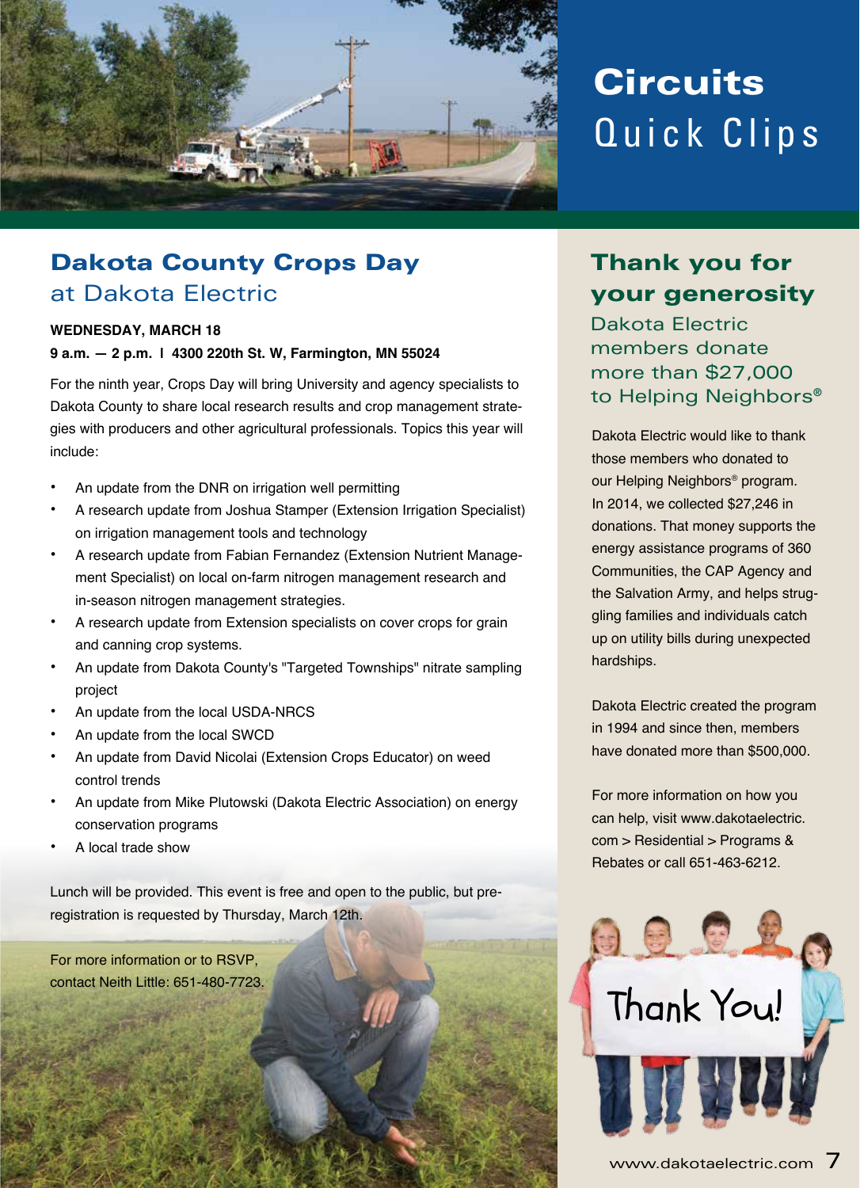# Circuits Quick Clips

## Dakota County Crops Day at Dakota Electric

**WEDNESDAY, MARCH 18**

**9 a.m. — 2 p.m. | 4300 220th St. W, Farmington, MN 55024**

For the ninth year, Crops Day will bring University and agency specialists to Dakota County to share local research results and crop management strategies with producers and other agricultural professionals. Topics this year will include:

- An update from the DNR on irrigation well permitting
- A research update from Joshua Stamper (Extension Irrigation Specialist) on irrigation management tools and technology
- A research update from Fabian Fernandez (Extension Nutrient Management Specialist) on local on-farm nitrogen management research and in-season nitrogen management strategies.
- A research update from Extension specialists on cover crops for grain and canning crop systems.
- An update from Dakota County's "Targeted Townships" nitrate sampling project
- An update from the local USDA-NRCS
- An update from the local SWCD
- An update from David Nicolai (Extension Crops Educator) on weed control trends
- An update from Mike Plutowski (Dakota Electric Association) on energy conservation programs
- A local trade show

Lunch will be provided. This event is free and open to the public, but pre-registration is requested by Thursday, March 12th.

For more information or to RSVP, contact Neith Little: 651-480-7723.

## Thank you for your generosity

### Dakota Electric members donate more than $27,000 to Helping Neighbors®

Dakota Electric would like to thank those members who donated to our Helping Neighbors® program. In 2014, we collected $27,246 in donations. That money supports the energy assistance programs of 360 Communities, the CAP Agency and the Salvation Army, and helps struggling families and individuals catch up on utility bills during unexpected hardships.

Dakota Electric created the program in 1994 and since then, members have donated more than $500,000.

For more information on how you can help, visit www.dakotaelectric.com > Residential > Programs & Rebates or call 651-463-6212.

Thank You!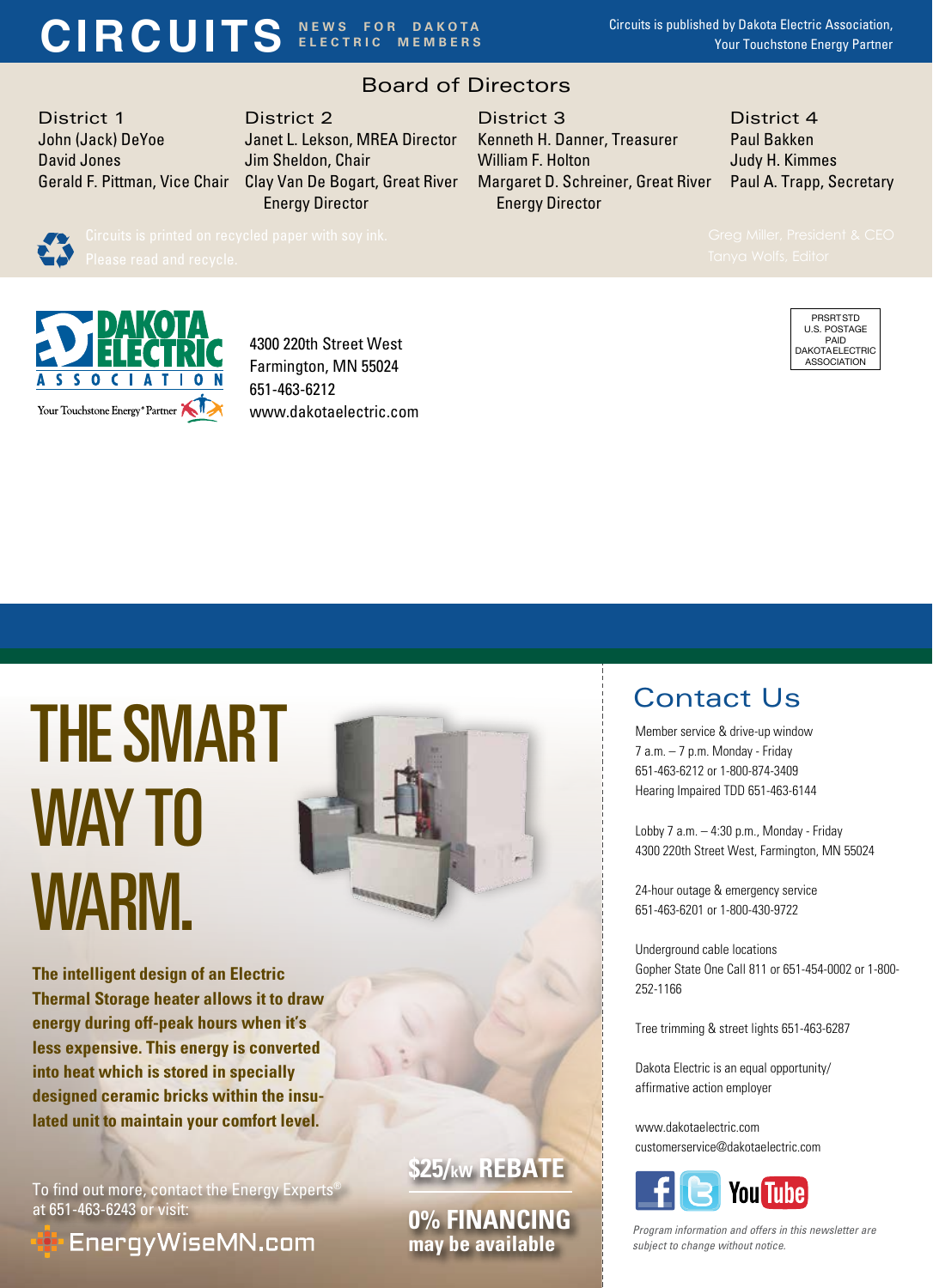# CIRCUITS

NEWS FOR DAKOTA ELECTRIC MEMBERS

Circuits is published by Dakota Electric Association, Your Touchstone Energy Partner

## Board of Directors

**District 1**
John (Jack) DeYoe
David Jones
Gerald F. Pittman, Vice Chair

**District 2**
Janet L. Lekson, MREA Director
Jim Sheldon, Chair
Clay Van De Bogart, Great River Energy Director

**District 3**
Kenneth H. Danner, Treasurer
William F. Holton
Margaret D. Schreiner, Great River Energy Director

**District 4**
Paul Bakken
Judy H. Kimmes
Paul A. Trapp, Secretary

Circuits is printed on recycled paper with soy ink. Please read and recycle.

Greg Miller, President & CEO
Tanya Wolfs, Editor

DAKOTA ELECTRIC ASSOCIATION
Your Touchstone Energy® Partner

4300 220th Street West
Farmington, MN 55024
651-463-6212
www.dakotaelectric.com

PRSRT STD
U.S. POSTAGE
PAID
DAKOTA ELECTRIC
ASSOCIATION

# THE SMART WAY TO WARM.

**The intelligent design of an Electric Thermal Storage heater allows it to draw energy during off-peak hours when it's less expensive. This energy is converted into heat which is stored in specially designed ceramic bricks within the insulated unit to maintain your comfort level.**

To find out more, contact the Energy Experts® at 651-463-6243 or visit:

EnergyWiseMN.com

**$25/kW REBATE**

**0% FINANCING may be available**

## Contact Us

Member service & drive-up window
7 a.m. – 7 p.m. Monday - Friday
651-463-6212 or 1-800-874-3409
Hearing Impaired TDD 651-463-6144

Lobby 7 a.m. – 4:30 p.m., Monday - Friday
4300 220th Street West, Farmington, MN 55024

24-hour outage & emergency service
651-463-6201 or 1-800-430-9722

Underground cable locations
Gopher State One Call 811 or 651-454-0002 or 1-800-252-1166

Tree trimming & street lights 651-463-6287

Dakota Electric is an equal opportunity/affirmative action employer

www.dakotaelectric.com
customerservice@dakotaelectric.com

*Program information and offers in this newsletter are subject to change without notice.*